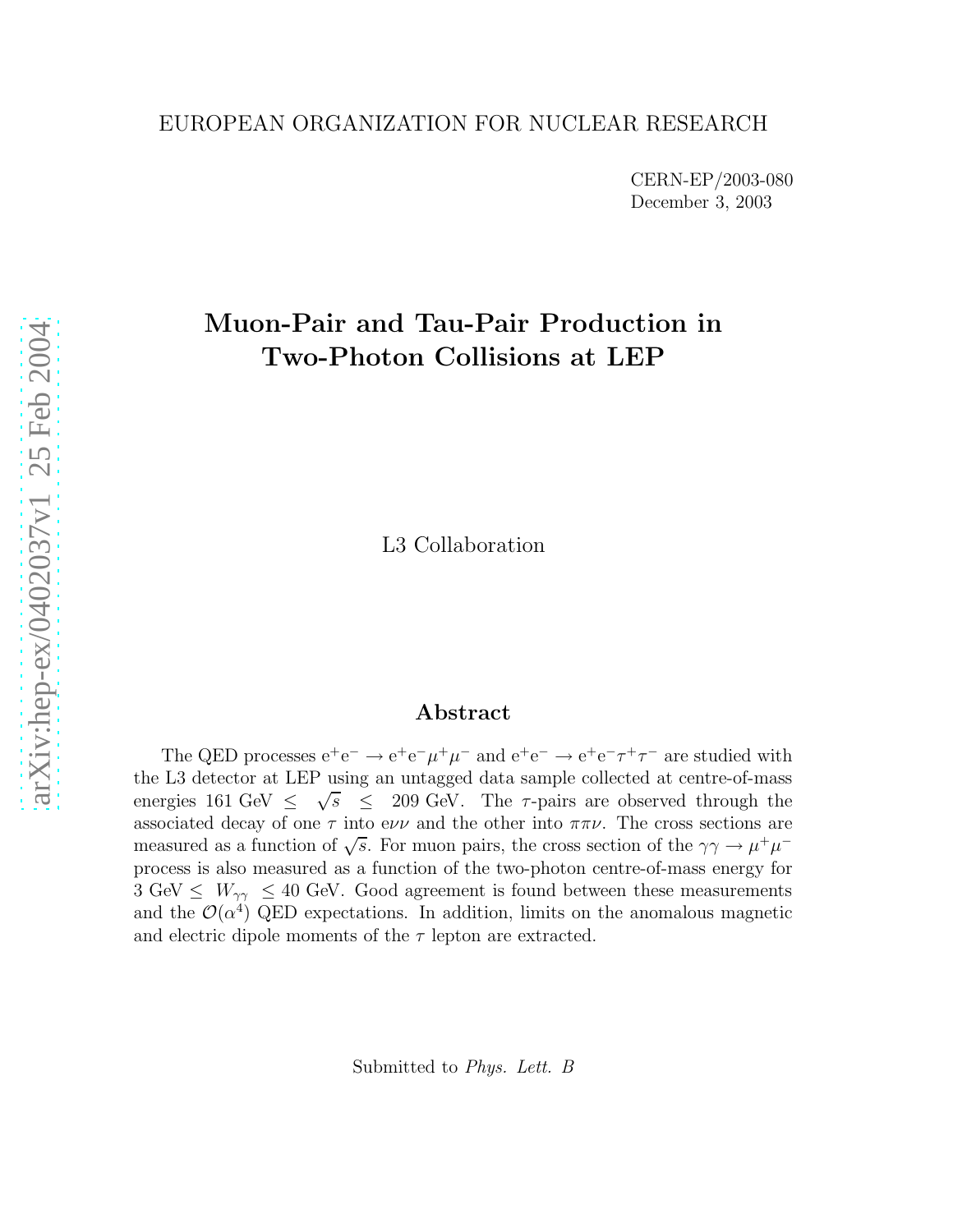EUROPEAN ORGANIZATION FOR NUCLEAR RESEARCH

CERN-EP/2003-080
December 3, 2003

# Muon-Pair and Tau-Pair Production in Two-Photon Collisions at LEP

L3 Collaboration

## Abstract

The QED processes $e^+e^- \rightarrow e^+e^-\mu^+\mu^-$ and $e^+e^- \rightarrow e^+e^-\tau^+\tau^-$ are studied with the L3 detector at LEP using an untagged data sample collected at centre-of-mass energies 161 GeV $\leq \sqrt{s} \leq$ 209 GeV. The $\tau$-pairs are observed through the associated decay of one $\tau$ into $e\nu\nu$ and the other into $\pi\pi\nu$. The cross sections are measured as a function of $\sqrt{s}$. For muon pairs, the cross section of the $\gamma\gamma \rightarrow \mu^+\mu^-$ process is also measured as a function of the two-photon centre-of-mass energy for 3 GeV $\leq W_{\gamma\gamma} \leq$ 40 GeV. Good agreement is found between these measurements and the $\mathcal{O}(\alpha^4)$ QED expectations. In addition, limits on the anomalous magnetic and electric dipole moments of the $\tau$ lepton are extracted.

Submitted to *Phys. Lett. B*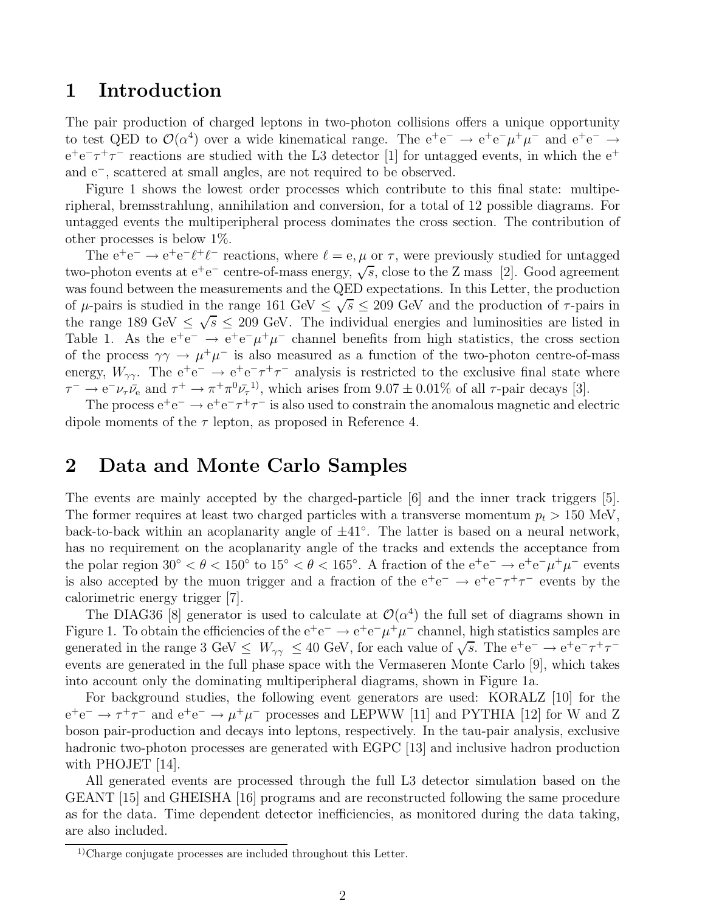# 1 Introduction

The pair production of charged leptons in two-photon collisions offers a unique opportunity to test QED to $\mathcal{O}(\alpha^4)$ over a wide kinematical range. The $e^+e^- \to e^+e^-\mu^+\mu^-$ and $e^+e^- \to e^+e^-\tau^+\tau^-$ reactions are studied with the L3 detector [1] for untagged events, in which the $e^+$ and $e^-$, scattered at small angles, are not required to be observed.

Figure 1 shows the lowest order processes which contribute to this final state: multiperipheral, bremsstrahlung, annihilation and conversion, for a total of 12 possible diagrams. For untagged events the multiperipheral process dominates the cross section. The contribution of other processes is below 1%.

The $e^+e^- \to e^+e^-\ell^+\ell^-$ reactions, where $\ell = e, \mu$ or $\tau$, were previously studied for untagged two-photon events at $e^+e^-$ centre-of-mass energy, $\sqrt{s}$, close to the Z mass [2]. Good agreement was found between the measurements and the QED expectations. In this Letter, the production of $\mu$-pairs is studied in the range 161 GeV $\leq \sqrt{s} \leq$ 209 GeV and the production of $\tau$-pairs in the range 189 GeV $\leq \sqrt{s} \leq$ 209 GeV. The individual energies and luminosities are listed in Table 1. As the $e^+e^- \to e^+e^-\mu^+\mu^-$ channel benefits from high statistics, the cross section of the process $\gamma\gamma \to \mu^+\mu^-$ is also measured as a function of the two-photon centre-of-mass energy, $W_{\gamma\gamma}$. The $e^+e^- \to e^+e^-\tau^+\tau^-$ analysis is restricted to the exclusive final state where $\tau^- \to e^-\nu_\tau\bar{\nu}_e$ and $\tau^+ \to \pi^+\pi^0\bar{\nu}_\tau$[1)], which arises from $9.07 \pm 0.01\%$ of all $\tau$-pair decays [3].

The process $e^+e^- \to e^+e^-\tau^+\tau^-$ is also used to constrain the anomalous magnetic and electric dipole moments of the $\tau$ lepton, as proposed in Reference 4.

# 2 Data and Monte Carlo Samples

The events are mainly accepted by the charged-particle [6] and the inner track triggers [5]. The former requires at least two charged particles with a transverse momentum $p_t > 150$ MeV, back-to-back within an acoplanarity angle of $\pm 41^\circ$. The latter is based on a neural network, has no requirement on the acoplanarity angle of the tracks and extends the acceptance from the polar region $30^\circ < \theta < 150^\circ$ to $15^\circ < \theta < 165^\circ$. A fraction of the $e^+e^- \to e^+e^-\mu^+\mu^-$ events is also accepted by the muon trigger and a fraction of the $e^+e^- \to e^+e^-\tau^+\tau^-$ events by the calorimetric energy trigger [7].

The DIAG36 [8] generator is used to calculate at $\mathcal{O}(\alpha^4)$ the full set of diagrams shown in Figure 1. To obtain the efficiencies of the $e^+e^- \to e^+e^-\mu^+\mu^-$ channel, high statistics samples are generated in the range 3 GeV $\leq W_{\gamma\gamma} \leq$ 40 GeV, for each value of $\sqrt{s}$. The $e^+e^- \to e^+e^-\tau^+\tau^-$ events are generated in the full phase space with the Vermaseren Monte Carlo [9], which takes into account only the dominating multiperipheral diagrams, shown in Figure 1a.

For background studies, the following event generators are used: KORALZ [10] for the $e^+e^- \to \tau^+\tau^-$ and $e^+e^- \to \mu^+\mu^-$ processes and LEPWW [11] and PYTHIA [12] for W and Z boson pair-production and decays into leptons, respectively. In the tau-pair analysis, exclusive hadronic two-photon processes are generated with EGPC [13] and inclusive hadron production with PHOJET [14].

All generated events are processed through the full L3 detector simulation based on the GEANT [15] and GHEISHA [16] programs and are reconstructed following the same procedure as for the data. Time dependent detector inefficiencies, as monitored during the data taking, are also included.

---

[1)] Charge conjugate processes are included throughout this Letter.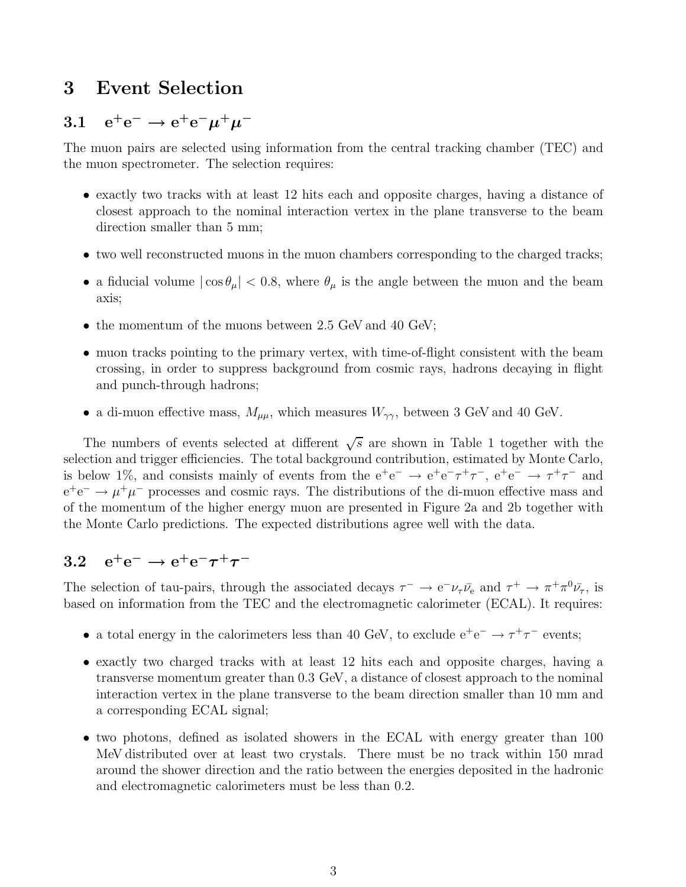# 3 Event Selection

## 3.1 $e^+e^- \rightarrow e^+e^-\mu^+\mu^-$

The muon pairs are selected using information from the central tracking chamber (TEC) and the muon spectrometer. The selection requires:

- exactly two tracks with at least 12 hits each and opposite charges, having a distance of closest approach to the nominal interaction vertex in the plane transverse to the beam direction smaller than 5 mm;
- two well reconstructed muons in the muon chambers corresponding to the charged tracks;
- a fiducial volume $|\cos\theta_\mu| < 0.8$, where $\theta_\mu$ is the angle between the muon and the beam axis;
- the momentum of the muons between 2.5 GeV and 40 GeV;
- muon tracks pointing to the primary vertex, with time-of-flight consistent with the beam crossing, in order to suppress background from cosmic rays, hadrons decaying in flight and punch-through hadrons;
- a di-muon effective mass, $M_{\mu\mu}$, which measures $W_{\gamma\gamma}$, between 3 GeV and 40 GeV.

The numbers of events selected at different $\sqrt{s}$ are shown in Table 1 together with the selection and trigger efficiencies. The total background contribution, estimated by Monte Carlo, is below 1%, and consists mainly of events from the $e^+e^- \rightarrow e^+e^-\tau^+\tau^-$, $e^+e^- \rightarrow \tau^+\tau^-$ and $e^+e^- \rightarrow \mu^+\mu^-$ processes and cosmic rays. The distributions of the di-muon effective mass and of the momentum of the higher energy muon are presented in Figure 2a and 2b together with the Monte Carlo predictions. The expected distributions agree well with the data.

## 3.2 $e^+e^- \rightarrow e^+e^-\tau^+\tau^-$

The selection of tau-pairs, through the associated decays $\tau^- \rightarrow e^-\nu_\tau\bar{\nu}_e$ and $\tau^+ \rightarrow \pi^+\pi^0\bar{\nu}_\tau$, is based on information from the TEC and the electromagnetic calorimeter (ECAL). It requires:

- a total energy in the calorimeters less than 40 GeV, to exclude $e^+e^- \rightarrow \tau^+\tau^-$ events;
- exactly two charged tracks with at least 12 hits each and opposite charges, having a transverse momentum greater than 0.3 GeV, a distance of closest approach to the nominal interaction vertex in the plane transverse to the beam direction smaller than 10 mm and a corresponding ECAL signal;
- two photons, defined as isolated showers in the ECAL with energy greater than 100 MeV distributed over at least two crystals. There must be no track within 150 mrad around the shower direction and the ratio between the energies deposited in the hadronic and electromagnetic calorimeters must be less than 0.2.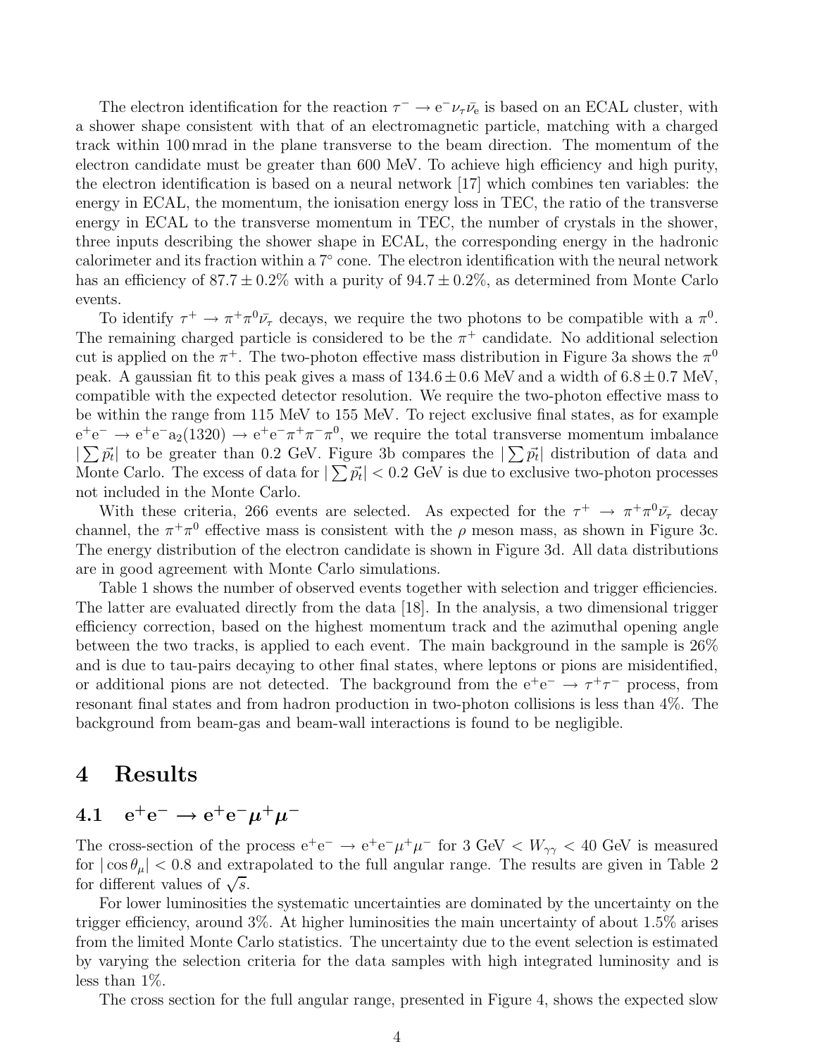The electron identification for the reaction $\tau^- \to e^- \nu_\tau \bar{\nu}_e$ is based on an ECAL cluster, with a shower shape consistent with that of an electromagnetic particle, matching with a charged track within 100 mrad in the plane transverse to the beam direction. The momentum of the electron candidate must be greater than 600 MeV. To achieve high efficiency and high purity, the electron identification is based on a neural network [17] which combines ten variables: the energy in ECAL, the momentum, the ionisation energy loss in TEC, the ratio of the transverse energy in ECAL to the transverse momentum in TEC, the number of crystals in the shower, three inputs describing the shower shape in ECAL, the corresponding energy in the hadronic calorimeter and its fraction within a $7^\circ$ cone. The electron identification with the neural network has an efficiency of $87.7 \pm 0.2\%$ with a purity of $94.7 \pm 0.2\%$, as determined from Monte Carlo events.

To identify $\tau^+ \to \pi^+ \pi^0 \bar{\nu_\tau}$ decays, we require the two photons to be compatible with a $\pi^0$. The remaining charged particle is considered to be the $\pi^+$ candidate. No additional selection cut is applied on the $\pi^+$. The two-photon effective mass distribution in Figure 3a shows the $\pi^0$ peak. A gaussian fit to this peak gives a mass of $134.6 \pm 0.6$ MeV and a width of $6.8 \pm 0.7$ MeV, compatible with the expected detector resolution. We require the two-photon effective mass to be within the range from 115 MeV to 155 MeV. To reject exclusive final states, as for example $e^+e^- \to e^+e^- a_2(1320) \to e^+e^- \pi^+\pi^-\pi^0$, we require the total transverse momentum imbalance $|\sum \vec{p_t}|$ to be greater than 0.2 GeV. Figure 3b compares the $|\sum \vec{p_t}|$ distribution of data and Monte Carlo. The excess of data for $|\sum \vec{p_t}| < 0.2$ GeV is due to exclusive two-photon processes not included in the Monte Carlo.

With these criteria, 266 events are selected. As expected for the $\tau^+ \to \pi^+ \pi^0 \bar{\nu_\tau}$ decay channel, the $\pi^+\pi^0$ effective mass is consistent with the $\rho$ meson mass, as shown in Figure 3c. The energy distribution of the electron candidate is shown in Figure 3d. All data distributions are in good agreement with Monte Carlo simulations.

Table 1 shows the number of observed events together with selection and trigger efficiencies. The latter are evaluated directly from the data [18]. In the analysis, a two dimensional trigger efficiency correction, based on the highest momentum track and the azimuthal opening angle between the two tracks, is applied to each event. The main background in the sample is 26% and is due to tau-pairs decaying to other final states, where leptons or pions are misidentified, or additional pions are not detected. The background from the $e^+e^- \to \tau^+\tau^-$ process, from resonant final states and from hadron production in two-photon collisions is less than 4%. The background from beam-gas and beam-wall interactions is found to be negligible.

# 4 Results

## 4.1 $e^+e^- \to e^+e^-\mu^+\mu^-$

The cross-section of the process $e^+e^- \to e^+e^-\mu^+\mu^-$ for 3 GeV $< W_{\gamma\gamma} <$ 40 GeV is measured for $|\cos\theta_\mu| < 0.8$ and extrapolated to the full angular range. The results are given in Table 2 for different values of $\sqrt{s}$.

For lower luminosities the systematic uncertainties are dominated by the uncertainty on the trigger efficiency, around 3%. At higher luminosities the main uncertainty of about 1.5% arises from the limited Monte Carlo statistics. The uncertainty due to the event selection is estimated by varying the selection criteria for the data samples with high integrated luminosity and is less than 1%.

The cross section for the full angular range, presented in Figure 4, shows the expected slow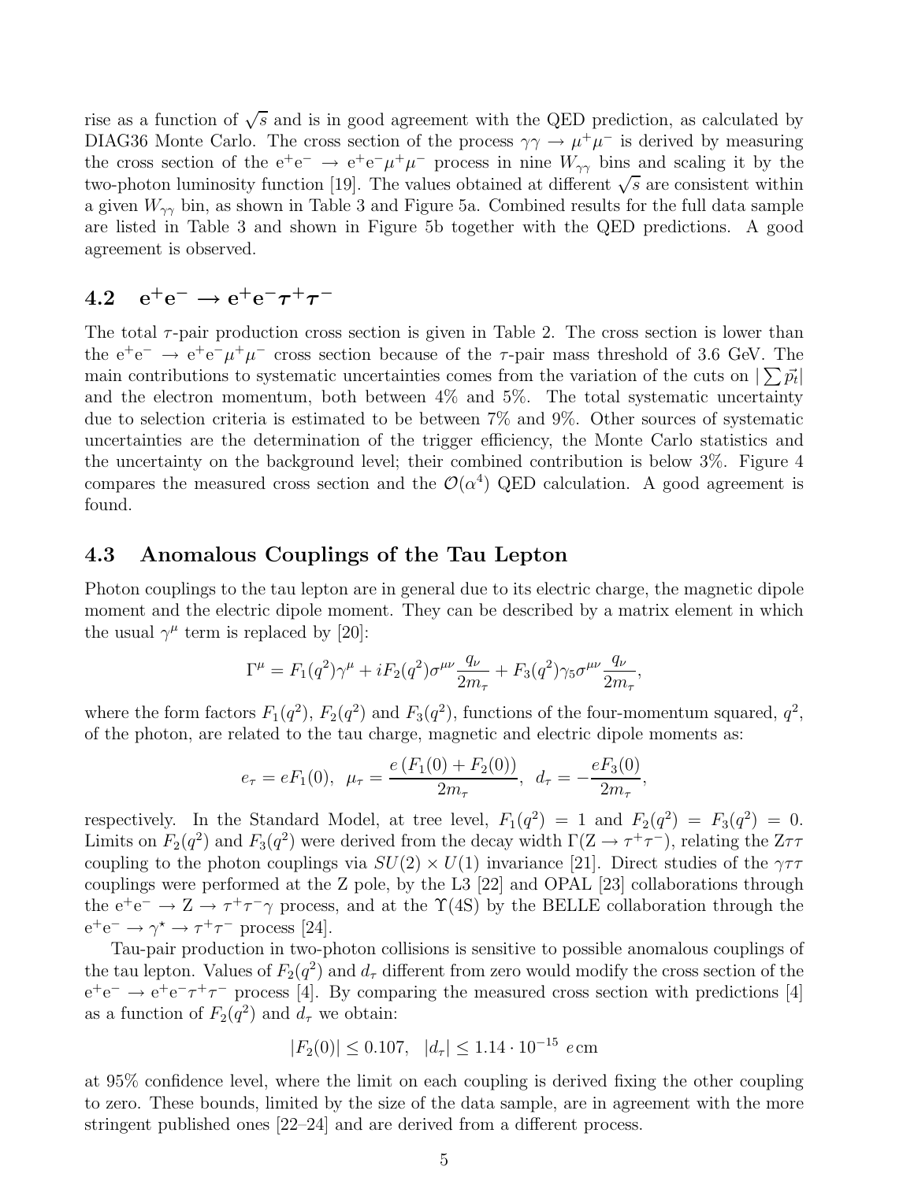rise as a function of $\sqrt{s}$ and is in good agreement with the QED prediction, as calculated by DIAG36 Monte Carlo. The cross section of the process $\gamma\gamma \rightarrow \mu^+\mu^-$ is derived by measuring the cross section of the $e^+e^- \rightarrow e^+e^-\mu^+\mu^-$ process in nine $W_{\gamma\gamma}$ bins and scaling it by the two-photon luminosity function [19]. The values obtained at different $\sqrt{s}$ are consistent within a given $W_{\gamma\gamma}$ bin, as shown in Table 3 and Figure 5a. Combined results for the full data sample are listed in Table 3 and shown in Figure 5b together with the QED predictions. A good agreement is observed.

## 4.2 $e^+e^- \rightarrow e^+e^-\tau^+\tau^-$

The total $\tau$-pair production cross section is given in Table 2. The cross section is lower than the $e^+e^- \rightarrow e^+e^-\mu^+\mu^-$ cross section because of the $\tau$-pair mass threshold of 3.6 GeV. The main contributions to systematic uncertainties comes from the variation of the cuts on $|\sum \vec{p_t}|$ and the electron momentum, both between 4% and 5%. The total systematic uncertainty due to selection criteria is estimated to be between 7% and 9%. Other sources of systematic uncertainties are the determination of the trigger efficiency, the Monte Carlo statistics and the uncertainty on the background level; their combined contribution is below 3%. Figure 4 compares the measured cross section and the $\mathcal{O}(\alpha^4)$ QED calculation. A good agreement is found.

## 4.3 Anomalous Couplings of the Tau Lepton

Photon couplings to the tau lepton are in general due to its electric charge, the magnetic dipole moment and the electric dipole moment. They can be described by a matrix element in which the usual $\gamma^\mu$ term is replaced by [20]:

$$\Gamma^\mu = F_1(q^2)\gamma^\mu + iF_2(q^2)\sigma^{\mu\nu}\frac{q_\nu}{2m_\tau} + F_3(q^2)\gamma_5\sigma^{\mu\nu}\frac{q_\nu}{2m_\tau},$$

where the form factors $F_1(q^2)$, $F_2(q^2)$ and $F_3(q^2)$, functions of the four-momentum squared, $q^2$, of the photon, are related to the tau charge, magnetic and electric dipole moments as:

$$e_\tau = eF_1(0), \;\; \mu_\tau = \frac{e\,(F_1(0) + F_2(0))}{2m_\tau}, \;\; d_\tau = -\frac{eF_3(0)}{2m_\tau},$$

respectively. In the Standard Model, at tree level, $F_1(q^2) = 1$ and $F_2(q^2) = F_3(q^2) = 0$. Limits on $F_2(q^2)$ and $F_3(q^2)$ were derived from the decay width $\Gamma(Z \rightarrow \tau^+\tau^-)$, relating the $Z\tau\tau$ coupling to the photon couplings via $SU(2) \times U(1)$ invariance [21]. Direct studies of the $\gamma\tau\tau$ couplings were performed at the Z pole, by the L3 [22] and OPAL [23] collaborations through the $e^+e^- \rightarrow Z \rightarrow \tau^+\tau^-\gamma$ process, and at the $\Upsilon(4S)$ by the BELLE collaboration through the $e^+e^- \rightarrow \gamma^\star \rightarrow \tau^+\tau^-$ process [24].

Tau-pair production in two-photon collisions is sensitive to possible anomalous couplings of the tau lepton. Values of $F_2(q^2)$ and $d_\tau$ different from zero would modify the cross section of the $e^+e^- \rightarrow e^+e^-\tau^+\tau^-$ process [4]. By comparing the measured cross section with predictions [4] as a function of $F_2(q^2)$ and $d_\tau$ we obtain:

$$|F_2(0)| \leq 0.107, \quad |d_\tau| \leq 1.14 \cdot 10^{-15} \; e\,\mathrm{cm}$$

at 95% confidence level, where the limit on each coupling is derived fixing the other coupling to zero. These bounds, limited by the size of the data sample, are in agreement with the more stringent published ones [22–24] and are derived from a different process.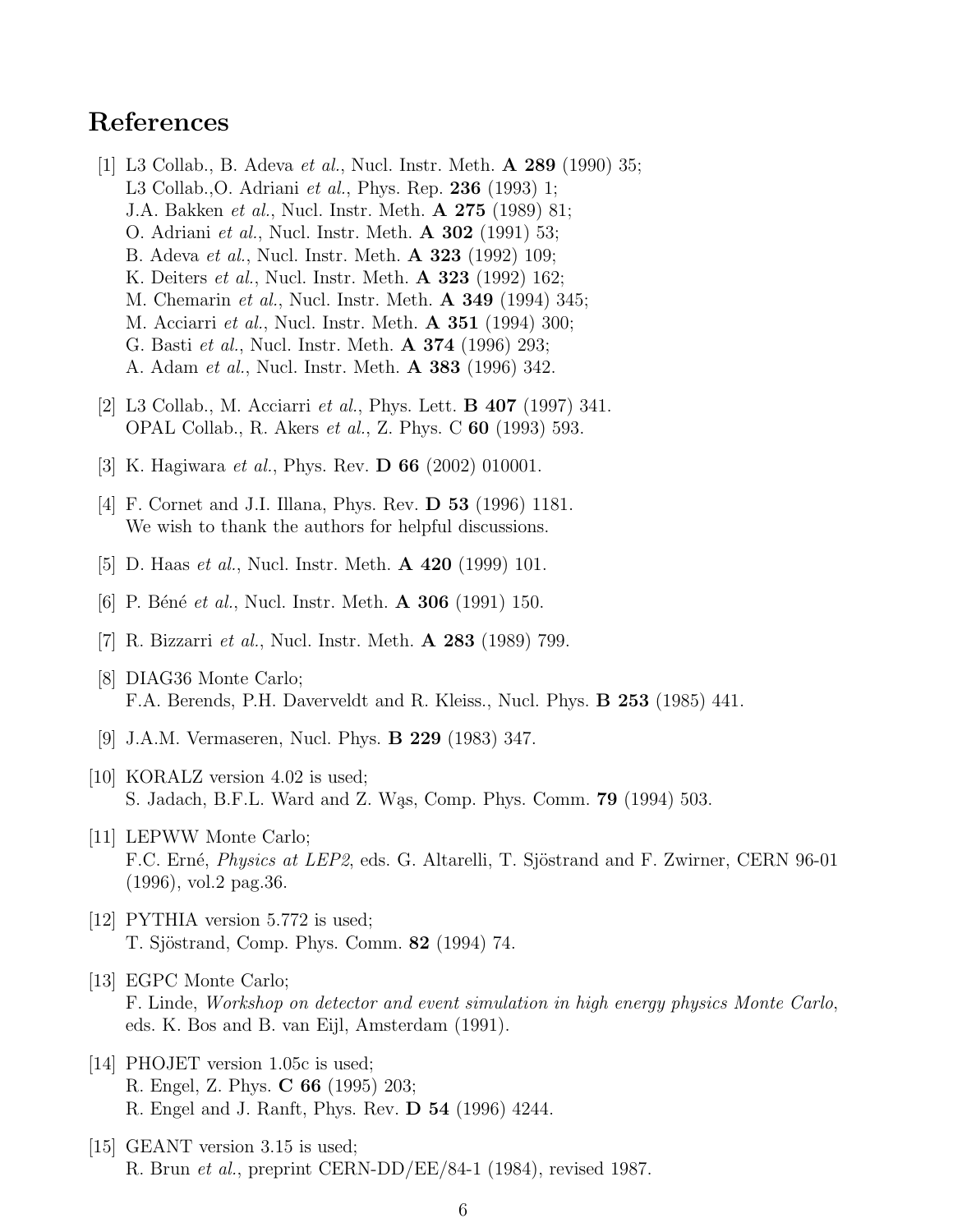# References

[1] L3 Collab., B. Adeva *et al.*, Nucl. Instr. Meth. **A 289** (1990) 35;
L3 Collab.,O. Adriani *et al.*, Phys. Rep. **236** (1993) 1;
J.A. Bakken *et al.*, Nucl. Instr. Meth. **A 275** (1989) 81;
O. Adriani *et al.*, Nucl. Instr. Meth. **A 302** (1991) 53;
B. Adeva *et al.*, Nucl. Instr. Meth. **A 323** (1992) 109;
K. Deiters *et al.*, Nucl. Instr. Meth. **A 323** (1992) 162;
M. Chemarin *et al.*, Nucl. Instr. Meth. **A 349** (1994) 345;
M. Acciarri *et al.*, Nucl. Instr. Meth. **A 351** (1994) 300;
G. Basti *et al.*, Nucl. Instr. Meth. **A 374** (1996) 293;
A. Adam *et al.*, Nucl. Instr. Meth. **A 383** (1996) 342.

[2] L3 Collab., M. Acciarri *et al.*, Phys. Lett. **B 407** (1997) 341.
OPAL Collab., R. Akers *et al.*, Z. Phys. C **60** (1993) 593.

[3] K. Hagiwara *et al.*, Phys. Rev. **D 66** (2002) 010001.

[4] F. Cornet and J.I. Illana, Phys. Rev. **D 53** (1996) 1181.
We wish to thank the authors for helpful discussions.

[5] D. Haas *et al.*, Nucl. Instr. Meth. **A 420** (1999) 101.

[6] P. Béné *et al.*, Nucl. Instr. Meth. **A 306** (1991) 150.

[7] R. Bizzarri *et al.*, Nucl. Instr. Meth. **A 283** (1989) 799.

[8] DIAG36 Monte Carlo;
F.A. Berends, P.H. Daverveldt and R. Kleiss., Nucl. Phys. **B 253** (1985) 441.

[9] J.A.M. Vermaseren, Nucl. Phys. **B 229** (1983) 347.

[10] KORALZ version 4.02 is used;
S. Jadach, B.F.L. Ward and Z. Wąs, Comp. Phys. Comm. **79** (1994) 503.

[11] LEPWW Monte Carlo;
F.C. Erné, *Physics at LEP2*, eds. G. Altarelli, T. Sjöstrand and F. Zwirner, CERN 96-01 (1996), vol.2 pag.36.

[12] PYTHIA version 5.772 is used;
T. Sjöstrand, Comp. Phys. Comm. **82** (1994) 74.

[13] EGPC Monte Carlo;
F. Linde, *Workshop on detector and event simulation in high energy physics Monte Carlo*, eds. K. Bos and B. van Eijl, Amsterdam (1991).

[14] PHOJET version 1.05c is used;
R. Engel, Z. Phys. **C 66** (1995) 203;
R. Engel and J. Ranft, Phys. Rev. **D 54** (1996) 4244.

[15] GEANT version 3.15 is used;
R. Brun *et al.*, preprint CERN-DD/EE/84-1 (1984), revised 1987.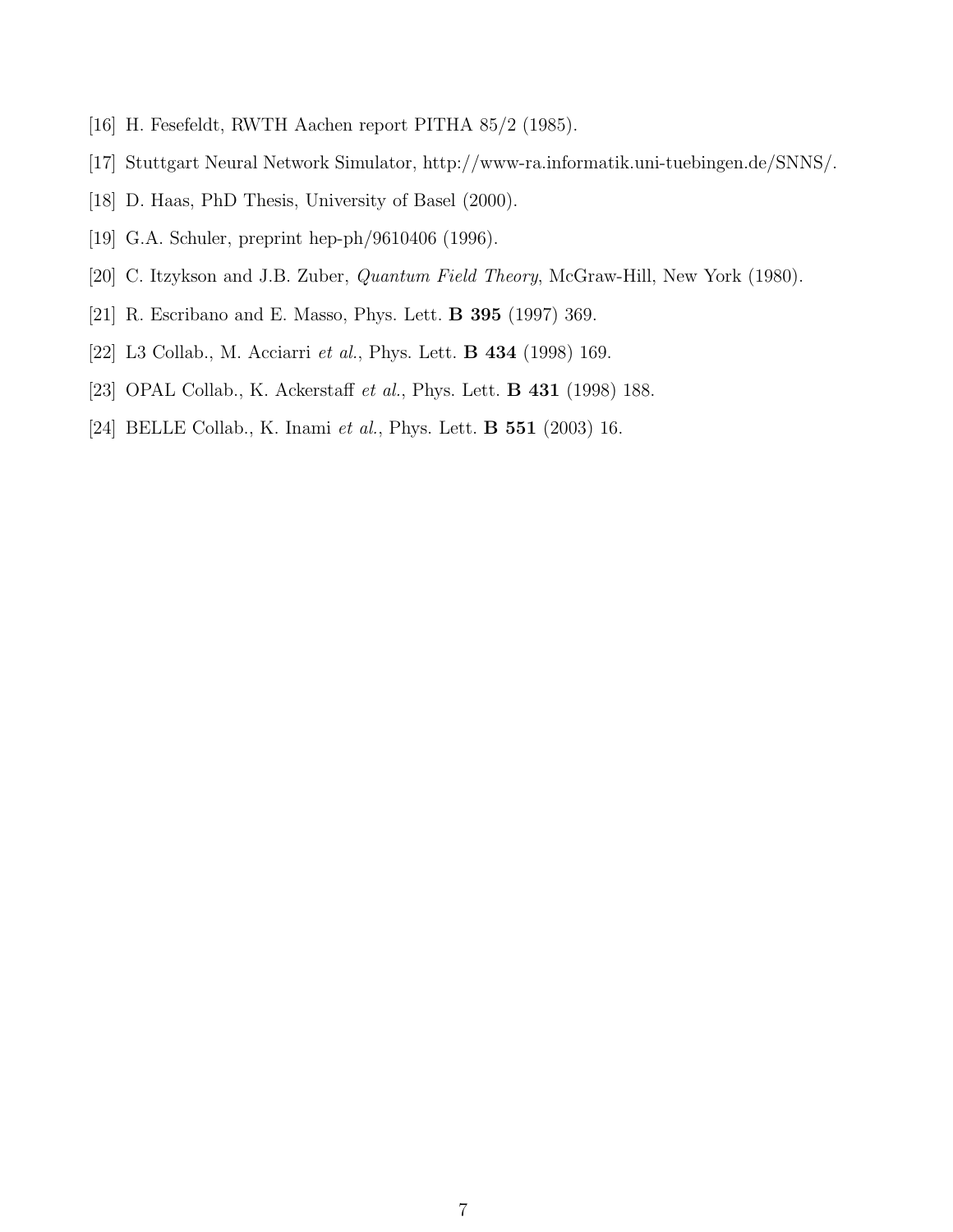[16] H. Fesefeldt, RWTH Aachen report PITHA 85/2 (1985).

[17] Stuttgart Neural Network Simulator, http://www-ra.informatik.uni-tuebingen.de/SNNS/.

[18] D. Haas, PhD Thesis, University of Basel (2000).

[19] G.A. Schuler, preprint hep-ph/9610406 (1996).

[20] C. Itzykson and J.B. Zuber, *Quantum Field Theory*, McGraw-Hill, New York (1980).

[21] R. Escribano and E. Masso, Phys. Lett. **B 395** (1997) 369.

[22] L3 Collab., M. Acciarri *et al.*, Phys. Lett. **B 434** (1998) 169.

[23] OPAL Collab., K. Ackerstaff *et al.*, Phys. Lett. **B 431** (1998) 188.

[24] BELLE Collab., K. Inami *et al.*, Phys. Lett. **B 551** (2003) 16.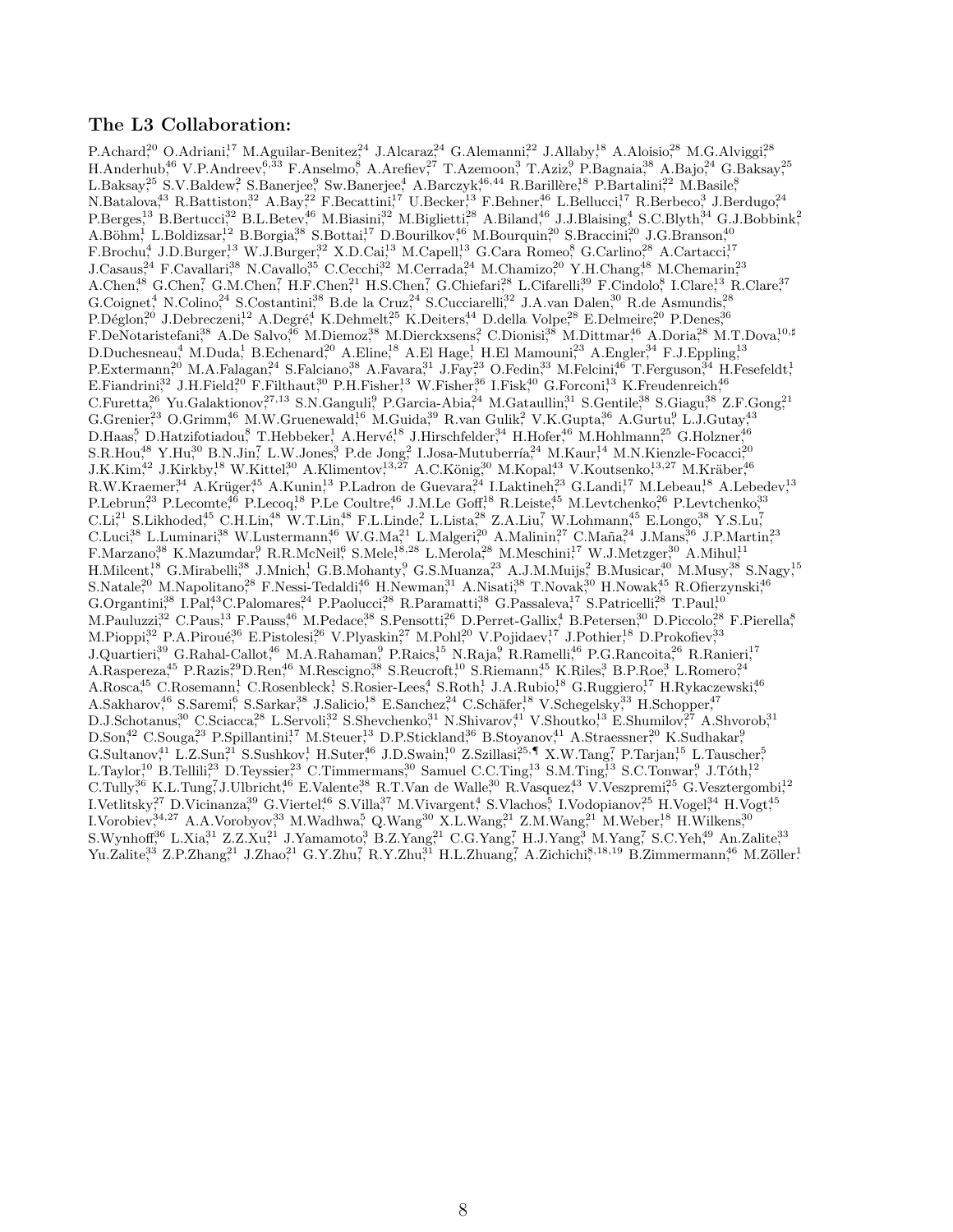## The L3 Collaboration:

P.Achard[20] O.Adriani[17] M.Aguilar-Benitez[24] J.Alcaraz[24] G.Alemanni[22] J.Allaby[18] A.Aloisio[28] M.G.Alviggi[28] H.Anderhub[46] V.P.Andreev[6,33] F.Anselmo[8] A.Arefiev[27] T.Azemoon[3] T.Aziz[9] P.Bagnaia[38] A.Bajo[24] G.Baksay[25] L.Baksay[25] S.V.Baldew[2] S.Banerjee[9] Sw.Banerjee[4] A.Barczyk[46,44] R.Barillère[18] P.Bartalini[22] M.Basile[8] N.Batalova[43] R.Battiston[32] A.Bay[22] F.Becattini[17] U.Becker[13] F.Behner[46] L.Bellucci[17] R.Berbeco[3] J.Berdugo[24] P.Berges[13] B.Bertucci[32] B.L.Betev[46] M.Biasini[32] M.Biglietti[28] A.Biland[46] J.J.Blaising[4] S.C.Blyth[34] G.J.Bobbink[2] A.Böhm[1] L.Boldizsar[12] B.Borgia[38] S.Bottai[17] D.Bourilkov[46] M.Bourquin[20] S.Braccini[20] J.G.Branson[40] F.Brochu[4] J.D.Burger[13] W.J.Burger[32] X.D.Cai[13] M.Capell[13] G.Cara Romeo[8] G.Carlino[28] A.Cartacci[17] J.Casaus[24] F.Cavallari[38] N.Cavallo[35] C.Cecchi[32] M.Cerrada[24] M.Chamizo[20] Y.H.Chang[48] M.Chemarin[23] A.Chen[48] G.Chen[7] G.M.Chen[7] H.F.Chen[21] H.S.Chen[7] G.Chiefari[28] L.Cifarelli[39] F.Cindolo[8] I.Clare[13] R.Clare[37] G.Coignet[4] N.Colino[24] S.Costantini[38] B.de la Cruz[24] S.Cucciarelli[32] J.A.van Dalen[30] R.de Asmundis[28] P.Déglon[20] J.Debreczeni[12] A.Degré[4] K.Dehmelt[25] K.Deiters[44] D.della Volpe[28] E.Delmeire[20] P.Denes[36] F.DeNotaristefani[38] A.De Salvo[46] M.Diemoz[38] M.Dierckxsens[2] C.Dionisi[38] M.Dittmar[46] A.Doria[28] M.T.Dova[10,♯] D.Duchesneau[4] M.Duda[1] B.Echenard[20] A.Eline[18] A.El Hage[1] H.El Mamouni[23] A.Engler[34] F.J.Eppling[13] P.Extermann[20] M.A.Falagan[24] S.Falciano[38] A.Favara[31] J.Fay[23] O.Fedin[33] M.Felcini[46] T.Ferguson[34] H.Fesefeldt[1] E.Fiandrini[32] J.H.Field[20] F.Filthaut[30] P.H.Fisher[13] W.Fisher[36] I.Fisk[40] G.Forconi[13] K.Freudenreich[46] C.Furetta[26] Yu.Galaktionov[27,13] S.N.Ganguli[9] P.Garcia-Abia[24] M.Gataullin[31] S.Gentile[38] S.Giagu[38] Z.F.Gong[21] G.Grenier[23] O.Grimm[46] M.W.Gruenewald[16] M.Guida[39] R.van Gulik[2] V.K.Gupta[36] A.Gurtu[9] L.J.Gutay[43] D.Haas[5] D.Hatzifotiadou[8] T.Hebbeker[1] A.Hervé[18] J.Hirschfelder[34] H.Hofer[46] M.Hohlmann[25] G.Holzner[46] S.R.Hou[48] Y.Hu[30] B.N.Jin[7] L.W.Jones[3] P.de Jong[2] I.Josa-Mutuberría[24] M.Kaur[14] M.N.Kienzle-Focacci[20] J.K.Kim[42] J.Kirkby[18] W.Kittel[30] A.Klimentov[13,27] A.C.König[30] M.Kopal[43] V.Koutsenko[13,27] M.Kräber[46] R.W.Kraemer[34] A.Krüger[45] A.Kunin[13] P.Ladron de Guevara[24] I.Laktineh[23] G.Landi[17] M.Lebeau[18] A.Lebedev[13] P.Lebrun[23] P.Lecomte[46] P.Lecoq[18] P.Le Coultre[46] J.M.Le Goff[18] R.Leiste[45] M.Levtchenko[26] P.Levtchenko[33] C.Li[21] S.Likhoded[45] C.H.Lin[48] W.T.Lin[48] F.L.Linde[2] L.Lista[28] Z.A.Liu[7] W.Lohmann[45] E.Longo[38] Y.S.Lu[7] C.Luci[38] L.Luminari[38] W.Lustermann[46] W.G.Ma[21] L.Malgeri[20] A.Malinin[27] C.Maña[24] J.Mans[36] J.P.Martin[23] F.Marzano[38] K.Mazumdar[9] R.R.McNeil[6] S.Mele[18,28] L.Merola[28] M.Meschini[17] W.J.Metzger[30] A.Mihul[11] H.Milcent[18] G.Mirabelli[38] J.Mnich[1] G.B.Mohanty[9] G.S.Muanza[23] A.J.M.Muijs[2] B.Musicar[40] M.Musy[38] S.Nagy[15] S.Natale[20] M.Napolitano[28] F.Nessi-Tedaldi[46] H.Newman[31] A.Nisati[38] T.Novak[30] H.Nowak[45] R.Ofierzynski[46] G.Organtini[38] I.Pal[43] C.Palomares[24] P.Paolucci[28] R.Paramatti[38] G.Passaleva[17] S.Patricelli[28] T.Paul[10] M.Pauluzzi[32] C.Paus[13] F.Pauss[46] M.Pedace[38] S.Pensotti[26] D.Perret-Gallix[4] B.Petersen[30] D.Piccolo[28] F.Pierella[8] M.Pioppi[32] P.A.Piroué[36] E.Pistolesi[26] V.Plyaskin[27] M.Pohl[20] V.Pojidaev[17] J.Pothier[18] D.Prokofiev[33] J.Quartieri[39] G.Rahal-Callot[46] M.A.Rahaman[9] P.Raics[15] N.Raja[9] R.Ramelli[46] P.G.Rancoita[26] R.Ranieri[17] A.Raspereza[45] P.Razis[29] D.Ren[46] M.Rescigno[38] S.Reucroft[10] S.Riemann[45] K.Riles[3] B.P.Roe[3] L.Romero[24] A.Rosca[45] C.Rosemann[1] C.Rosenbleck[1] S.Rosier-Lees[4] S.Roth[1] J.A.Rubio[18] G.Ruggiero[17] H.Rykaczewski[46] A.Sakharov[46] S.Saremi[6] S.Sarkar[38] J.Salicio[18] E.Sanchez[24] C.Schäfer[18] V.Schegelsky[33] H.Schopper[47] D.J.Schotanus[30] C.Sciacca[28] L.Servoli[32] S.Shevchenko[31] N.Shivarov[41] V.Shoutko[13] E.Shumilov[27] A.Shvorob[31] D.Son[42] C.Souga[23] P.Spillantini[17] M.Steuer[13] D.P.Stickland[36] B.Stoyanov[41] A.Straessner[20] K.Sudhakar[9] G.Sultanov[41] L.Z.Sun[21] S.Sushkov[1] H.Suter[46] J.D.Swain[10] Z.Szillasi[25,¶] X.W.Tang[7] P.Tarjan[15] L.Tauscher[5] L.Taylor[10] B.Tellili[23] D.Teyssier[23] C.Timmermans[30] Samuel C.C.Ting[13] S.M.Ting[13] S.C.Tonwar[9] J.Tóth[12] C.Tully[36] K.L.Tung[7] J.Ulbricht[46] E.Valente[38] R.T.Van de Walle[30] R.Vasquez[43] V.Veszpremi[25] G.Vesztergombi[12] I.Vetlitsky[27] D.Vicinanza[39] G.Viertel[46] S.Villa[37] M.Vivargent[4] S.Vlachos[5] I.Vodopianov[25] H.Vogel[34] H.Vogt[45] I.Vorobiev[34,27] A.A.Vorobyov[33] M.Wadhwa[5] Q.Wang[30] X.L.Wang[21] Z.M.Wang[21] M.Weber[18] H.Wilkens[30] S.Wynhoff[36] L.Xia[31] Z.Z.Xu[21] J.Yamamoto[3] B.Z.Yang[21] C.G.Yang[7] H.J.Yang[3] M.Yang[7] S.C.Yeh[49] An.Zalite[33] Yu.Zalite[33] Z.P.Zhang[21] J.Zhao[21] G.Y.Zhu[7] R.Y.Zhu[31] H.L.Zhuang[7] A.Zichichi[8,18,19] B.Zimmermann[46] M.Zöller[1]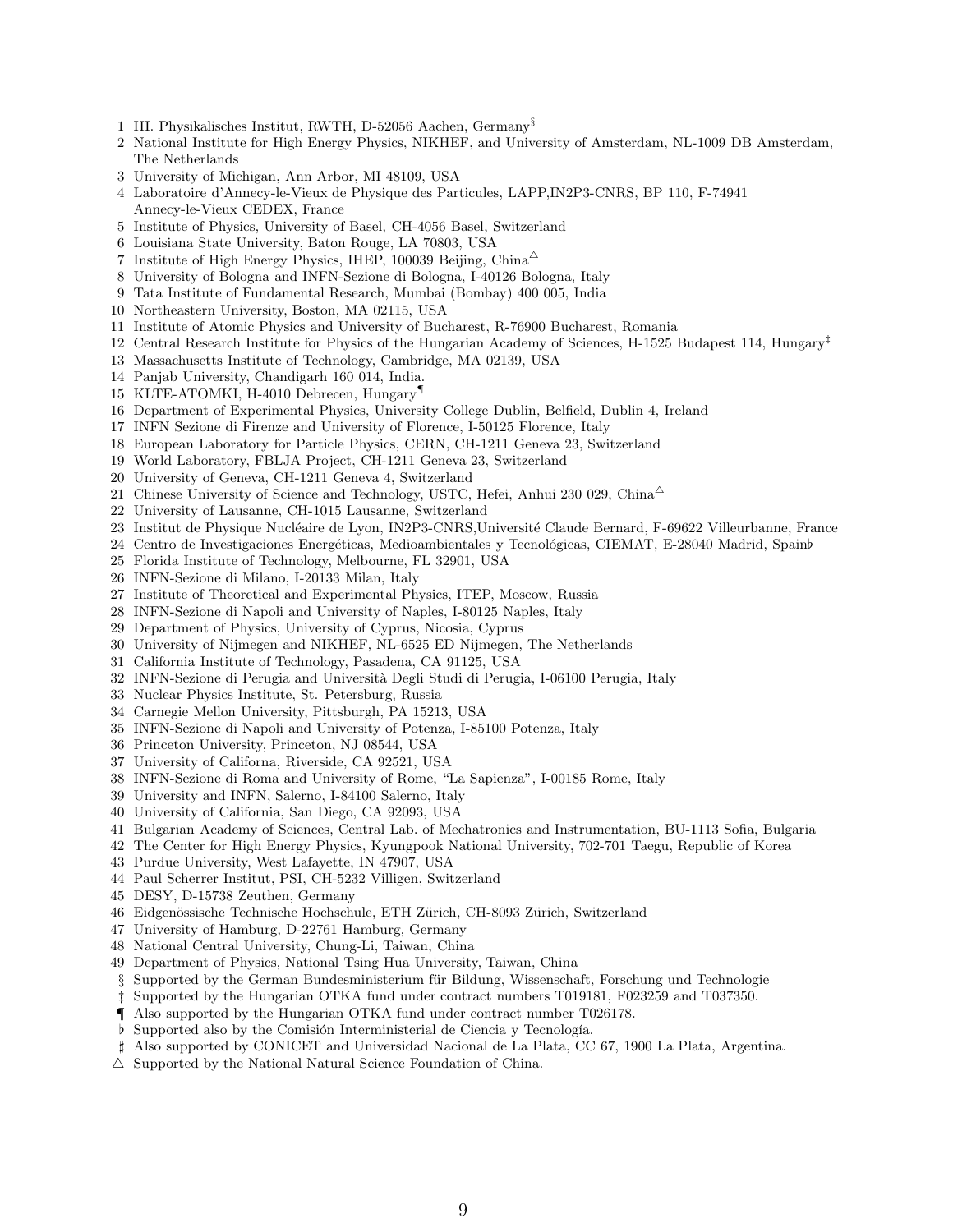1 III. Physikalisches Institut, RWTH, D-52056 Aachen, Germany[§]
2 National Institute for High Energy Physics, NIKHEF, and University of Amsterdam, NL-1009 DB Amsterdam, The Netherlands
3 University of Michigan, Ann Arbor, MI 48109, USA
4 Laboratoire d'Annecy-le-Vieux de Physique des Particules, LAPP,IN2P3-CNRS, BP 110, F-74941 Annecy-le-Vieux CEDEX, France
5 Institute of Physics, University of Basel, CH-4056 Basel, Switzerland
6 Louisiana State University, Baton Rouge, LA 70803, USA
7 Institute of High Energy Physics, IHEP, 100039 Beijing, China[△]
8 University of Bologna and INFN-Sezione di Bologna, I-40126 Bologna, Italy
9 Tata Institute of Fundamental Research, Mumbai (Bombay) 400 005, India
10 Northeastern University, Boston, MA 02115, USA
11 Institute of Atomic Physics and University of Bucharest, R-76900 Bucharest, Romania
12 Central Research Institute for Physics of the Hungarian Academy of Sciences, H-1525 Budapest 114, Hungary[‡]
13 Massachusetts Institute of Technology, Cambridge, MA 02139, USA
14 Panjab University, Chandigarh 160 014, India.
15 KLTE-ATOMKI, H-4010 Debrecen, Hungary[¶]
16 Department of Experimental Physics, University College Dublin, Belfield, Dublin 4, Ireland
17 INFN Sezione di Firenze and University of Florence, I-50125 Florence, Italy
18 European Laboratory for Particle Physics, CERN, CH-1211 Geneva 23, Switzerland
19 World Laboratory, FBLJA Project, CH-1211 Geneva 23, Switzerland
20 University of Geneva, CH-1211 Geneva 4, Switzerland
21 Chinese University of Science and Technology, USTC, Hefei, Anhui 230 029, China[△]
22 University of Lausanne, CH-1015 Lausanne, Switzerland
23 Institut de Physique Nucléaire de Lyon, IN2P3-CNRS,Université Claude Bernard, F-69622 Villeurbanne, France
24 Centro de Investigaciones Energéticas, Medioambientales y Tecnológicas, CIEMAT, E-28040 Madrid, Spain♭
25 Florida Institute of Technology, Melbourne, FL 32901, USA
26 INFN-Sezione di Milano, I-20133 Milan, Italy
27 Institute of Theoretical and Experimental Physics, ITEP, Moscow, Russia
28 INFN-Sezione di Napoli and University of Naples, I-80125 Naples, Italy
29 Department of Physics, University of Cyprus, Nicosia, Cyprus
30 University of Nijmegen and NIKHEF, NL-6525 ED Nijmegen, The Netherlands
31 California Institute of Technology, Pasadena, CA 91125, USA
32 INFN-Sezione di Perugia and Università Degli Studi di Perugia, I-06100 Perugia, Italy
33 Nuclear Physics Institute, St. Petersburg, Russia
34 Carnegie Mellon University, Pittsburgh, PA 15213, USA
35 INFN-Sezione di Napoli and University of Potenza, I-85100 Potenza, Italy
36 Princeton University, Princeton, NJ 08544, USA
37 University of Californa, Riverside, CA 92521, USA
38 INFN-Sezione di Roma and University of Rome, "La Sapienza", I-00185 Rome, Italy
39 University and INFN, Salerno, I-84100 Salerno, Italy
40 University of California, San Diego, CA 92093, USA
41 Bulgarian Academy of Sciences, Central Lab. of Mechatronics and Instrumentation, BU-1113 Sofia, Bulgaria
42 The Center for High Energy Physics, Kyungpook National University, 702-701 Taegu, Republic of Korea
43 Purdue University, West Lafayette, IN 47907, USA
44 Paul Scherrer Institut, PSI, CH-5232 Villigen, Switzerland
45 DESY, D-15738 Zeuthen, Germany
46 Eidgenössische Technische Hochschule, ETH Zürich, CH-8093 Zürich, Switzerland
47 University of Hamburg, D-22761 Hamburg, Germany
48 National Central University, Chung-Li, Taiwan, China
49 Department of Physics, National Tsing Hua University, Taiwan, China

§ Supported by the German Bundesministerium für Bildung, Wissenschaft, Forschung und Technologie
‡ Supported by the Hungarian OTKA fund under contract numbers T019181, F023259 and T037350.
¶ Also supported by the Hungarian OTKA fund under contract number T026178.
♭ Supported also by the Comisión Interministerial de Ciencia y Tecnología.
♯ Also supported by CONICET and Universidad Nacional de La Plata, CC 67, 1900 La Plata, Argentina.
△ Supported by the National Natural Science Foundation of China.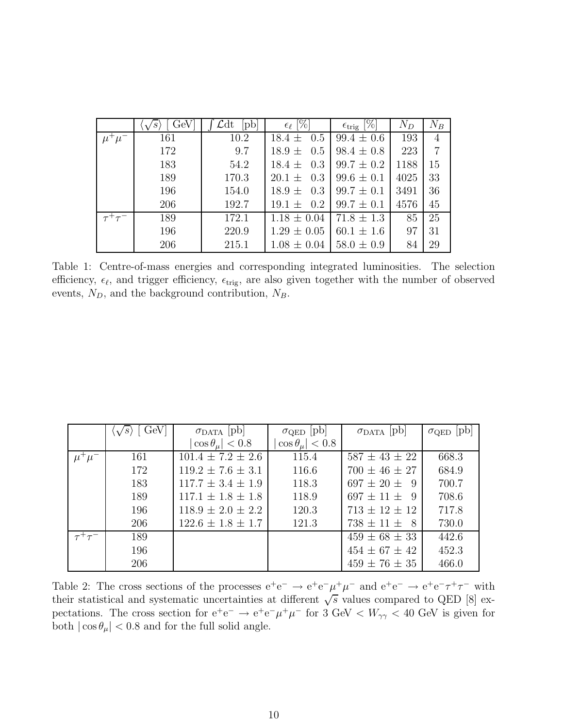| | $\langle\sqrt{s}\rangle$ [ GeV] | $\int \mathcal{L}$dt [pb] | $\epsilon_\ell$ [%] | $\epsilon_{\rm trig}$ [%] | $N_D$ | $N_B$ |
|---|---|---|---|---|---|---|
| $\mu^+\mu^-$ | 161 | 10.2 | $18.4 \pm 0.5$ | $99.4 \pm 0.6$ | 193 | 4 |
| | 172 | 9.7 | $18.9 \pm 0.5$ | $98.4 \pm 0.8$ | 223 | 7 |
| | 183 | 54.2 | $18.4 \pm 0.3$ | $99.7 \pm 0.2$ | 1188 | 15 |
| | 189 | 170.3 | $20.1 \pm 0.3$ | $99.6 \pm 0.1$ | 4025 | 33 |
| | 196 | 154.0 | $18.9 \pm 0.3$ | $99.7 \pm 0.1$ | 3491 | 36 |
| | 206 | 192.7 | $19.1 \pm 0.2$ | $99.7 \pm 0.1$ | 4576 | 45 |
| $\tau^+\tau^-$ | 189 | 172.1 | $1.18 \pm 0.04$ | $71.8 \pm 1.3$ | 85 | 25 |
| | 196 | 220.9 | $1.29 \pm 0.05$ | $60.1 \pm 1.6$ | 97 | 31 |
| | 206 | 215.1 | $1.08 \pm 0.04$ | $58.0 \pm 0.9$ | 84 | 29 |

Table 1: Centre-of-mass energies and corresponding integrated luminosities. The selection efficiency, $\epsilon_\ell$, and trigger efficiency, $\epsilon_{\rm trig}$, are also given together with the number of observed events, $N_D$, and the background contribution, $N_B$.

| | $\langle\sqrt{s}\rangle$ [ GeV] | $\sigma_{\rm DATA}$ [pb] $\lvert\cos\theta_\mu\rvert < 0.8$ | $\sigma_{\rm QED}$ [pb] $\lvert\cos\theta_\mu\rvert < 0.8$ | $\sigma_{\rm DATA}$ [pb] | $\sigma_{\rm QED}$ [pb] |
|---|---|---|---|---|---|
| $\mu^+\mu^-$ | 161 | $101.4 \pm 7.2 \pm 2.6$ | 115.4 | $587 \pm 43 \pm 22$ | 668.3 |
| | 172 | $119.2 \pm 7.6 \pm 3.1$ | 116.6 | $700 \pm 46 \pm 27$ | 684.9 |
| | 183 | $117.7 \pm 3.4 \pm 1.9$ | 118.3 | $697 \pm 20 \pm 9$ | 700.7 |
| | 189 | $117.1 \pm 1.8 \pm 1.8$ | 118.9 | $697 \pm 11 \pm 9$ | 708.6 |
| | 196 | $118.9 \pm 2.0 \pm 2.2$ | 120.3 | $713 \pm 12 \pm 12$ | 717.8 |
| | 206 | $122.6 \pm 1.8 \pm 1.7$ | 121.3 | $738 \pm 11 \pm 8$ | 730.0 |
| $\tau^+\tau^-$ | 189 | | | $459 \pm 68 \pm 33$ | 442.6 |
| | 196 | | | $454 \pm 67 \pm 42$ | 452.3 |
| | 206 | | | $459 \pm 76 \pm 35$ | 466.0 |

Table 2: The cross sections of the processes $\mathrm{e^+e^-} \rightarrow \mathrm{e^+e^-}\mu^+\mu^-$ and $\mathrm{e^+e^-} \rightarrow \mathrm{e^+e^-}\tau^+\tau^-$ with their statistical and systematic uncertainties at different $\sqrt{s}$ values compared to QED [8] expectations. The cross section for $\mathrm{e^+e^-} \rightarrow \mathrm{e^+e^-}\mu^+\mu^-$ for 3 GeV $< W_{\gamma\gamma} <$ 40 GeV is given for both $\lvert\cos\theta_\mu\rvert < 0.8$ and for the full solid angle.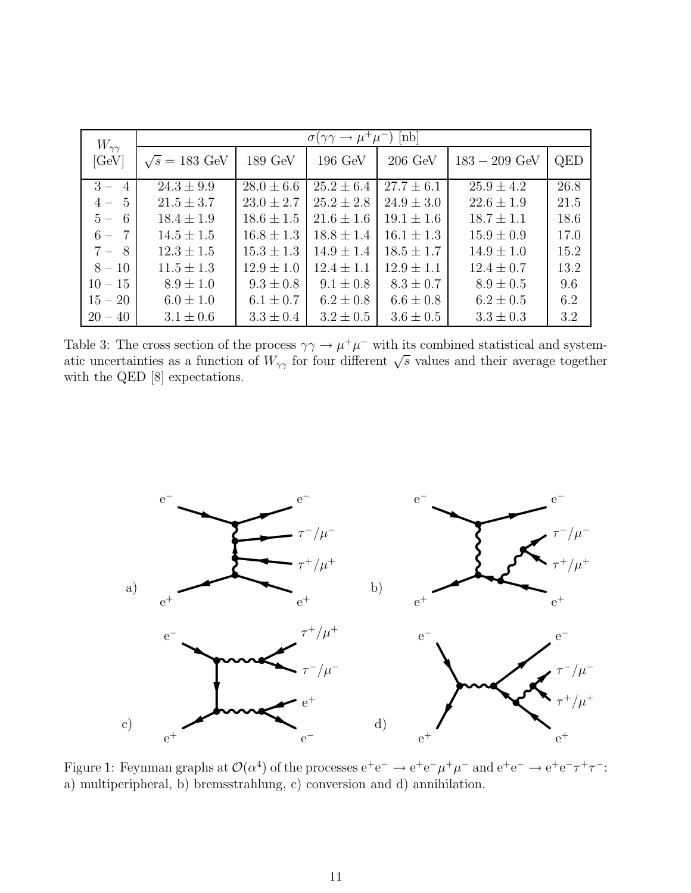| $W_{\gamma\gamma}$ [GeV] | $\sigma(\gamma\gamma \to \mu^+\mu^-)$ [nb] | | | | | |
|---|---|---|---|---|---|---|
| | $\sqrt{s} = 183$ GeV | 189 GeV | 196 GeV | 206 GeV | $183 - 209$ GeV | QED |
| $3 - 4$ | $24.3 \pm 9.9$ | $28.0 \pm 6.6$ | $25.2 \pm 6.4$ | $27.7 \pm 6.1$ | $25.9 \pm 4.2$ | 26.8 |
| $4 - 5$ | $21.5 \pm 3.7$ | $23.0 \pm 2.7$ | $25.2 \pm 2.8$ | $24.9 \pm 3.0$ | $22.6 \pm 1.9$ | 21.5 |
| $5 - 6$ | $18.4 \pm 1.9$ | $18.6 \pm 1.5$ | $21.6 \pm 1.6$ | $19.1 \pm 1.6$ | $18.7 \pm 1.1$ | 18.6 |
| $6 - 7$ | $14.5 \pm 1.5$ | $16.8 \pm 1.3$ | $18.8 \pm 1.4$ | $16.1 \pm 1.3$ | $15.9 \pm 0.9$ | 17.0 |
| $7 - 8$ | $12.3 \pm 1.5$ | $15.3 \pm 1.3$ | $14.9 \pm 1.4$ | $18.5 \pm 1.7$ | $14.9 \pm 1.0$ | 15.2 |
| $8 - 10$ | $11.5 \pm 1.3$ | $12.9 \pm 1.0$ | $12.4 \pm 1.1$ | $12.9 \pm 1.1$ | $12.4 \pm 0.7$ | 13.2 |
| $10 - 15$ | $8.9 \pm 1.0$ | $9.3 \pm 0.8$ | $9.1 \pm 0.8$ | $8.3 \pm 0.7$ | $8.9 \pm 0.5$ | 9.6 |
| $15 - 20$ | $6.0 \pm 1.0$ | $6.1 \pm 0.7$ | $6.2 \pm 0.8$ | $6.6 \pm 0.8$ | $6.2 \pm 0.5$ | 6.2 |
| $20 - 40$ | $3.1 \pm 0.6$ | $3.3 \pm 0.4$ | $3.2 \pm 0.5$ | $3.6 \pm 0.5$ | $3.3 \pm 0.3$ | 3.2 |

Table 3: The cross section of the process $\gamma\gamma \to \mu^+\mu^-$ with its combined statistical and systematic uncertainties as a function of $W_{\gamma\gamma}$ for four different $\sqrt{s}$ values and their average together with the QED [8] expectations.

Figure 1: Feynman graphs at $\mathcal{O}(\alpha^4)$ of the processes $e^+e^- \to e^+e^-\mu^+\mu^-$ and $e^+e^- \to e^+e^-\tau^+\tau^-$: a) multiperipheral, b) bremsstrahlung, c) conversion and d) annihilation.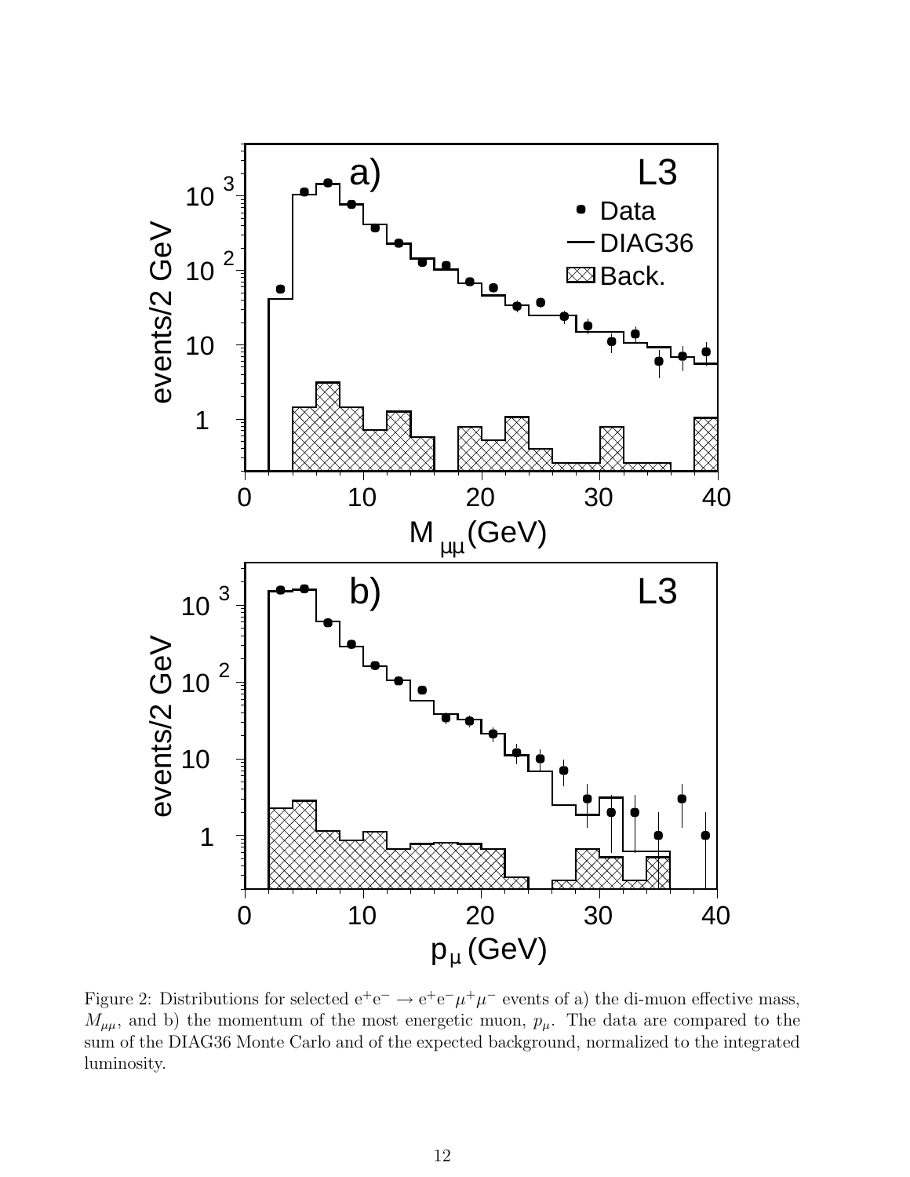Figure 2: Distributions for selected $e^+e^- \rightarrow e^+e^-\mu^+\mu^-$ events of a) the di-muon effective mass, $M_{\mu\mu}$, and b) the momentum of the most energetic muon, $p_\mu$. The data are compared to the sum of the DIAG36 Monte Carlo and of the expected background, normalized to the integrated luminosity.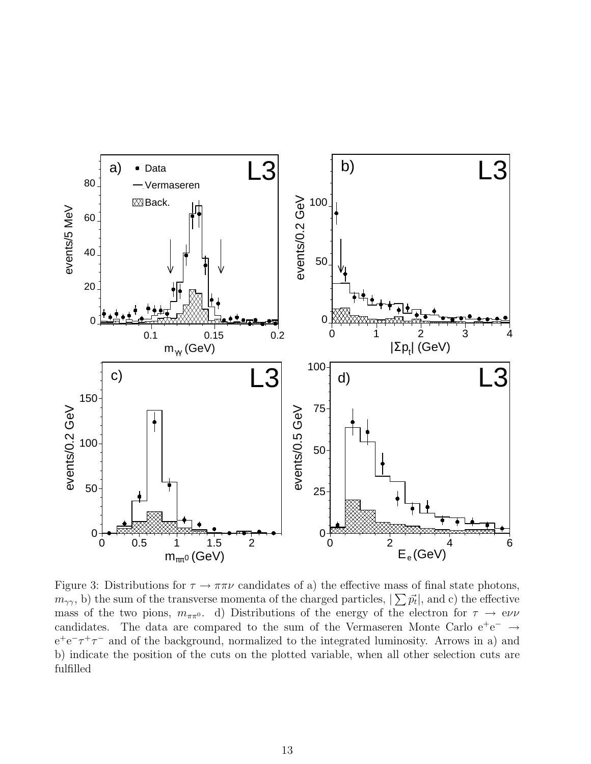Figure 3: Distributions for $\tau \to \pi\pi\nu$ candidates of a) the effective mass of final state photons, $m_{\gamma\gamma}$, b) the sum of the transverse momenta of the charged particles, $|\sum \vec{p_t}|$, and c) the effective mass of the two pions, $m_{\pi\pi^0}$. d) Distributions of the energy of the electron for $\tau \to e\nu\nu$ candidates. The data are compared to the sum of the Vermaseren Monte Carlo $e^+e^- \to e^+e^-\tau^+\tau^-$ and of the background, normalized to the integrated luminosity. Arrows in a) and b) indicate the position of the cuts on the plotted variable, when all other selection cuts are fulfilled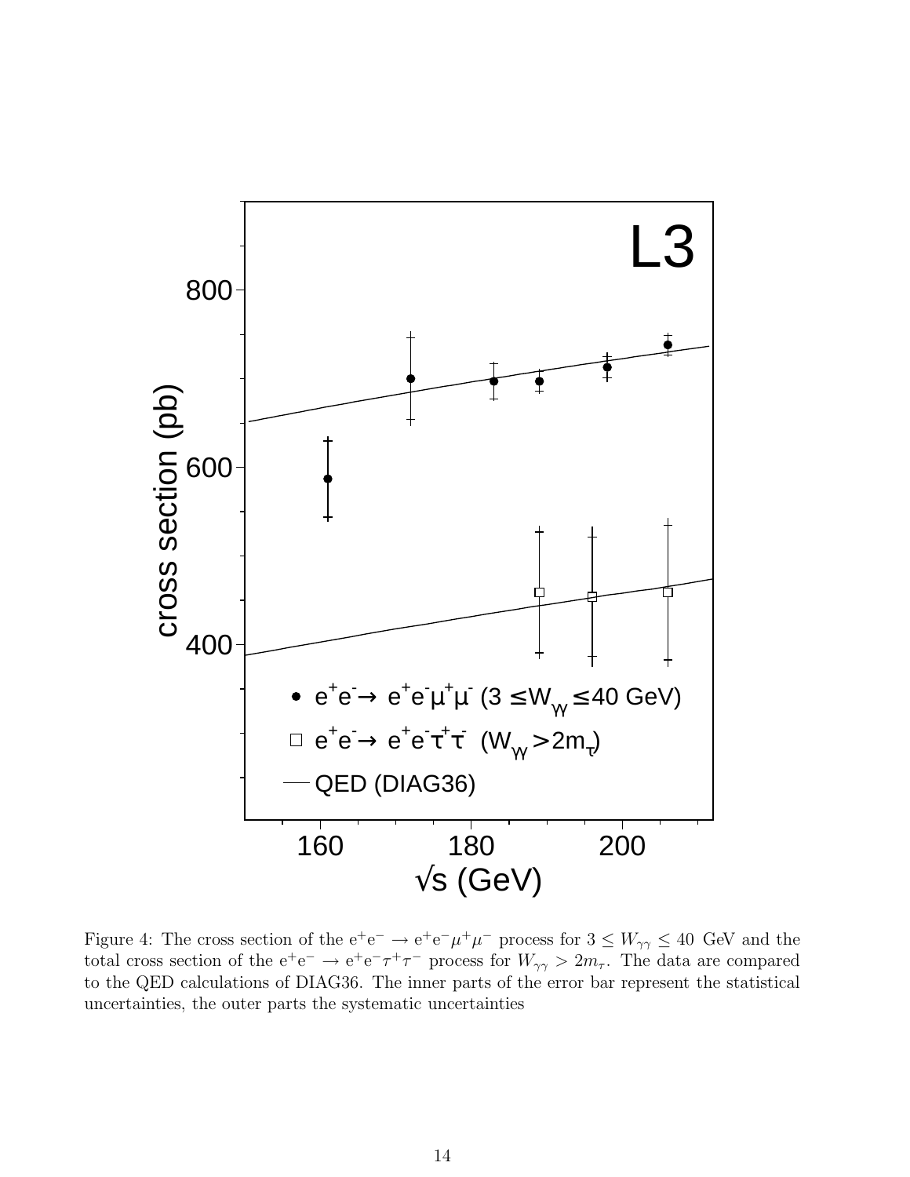Figure 4: The cross section of the $e^+e^- \rightarrow e^+e^-\mu^+\mu^-$ process for $3 \leq W_{\gamma\gamma} \leq 40$ GeV and the total cross section of the $e^+e^- \rightarrow e^+e^-\tau^+\tau^-$ process for $W_{\gamma\gamma} > 2m_\tau$. The data are compared to the QED calculations of DIAG36. The inner parts of the error bar represent the statistical uncertainties, the outer parts the systematic uncertainties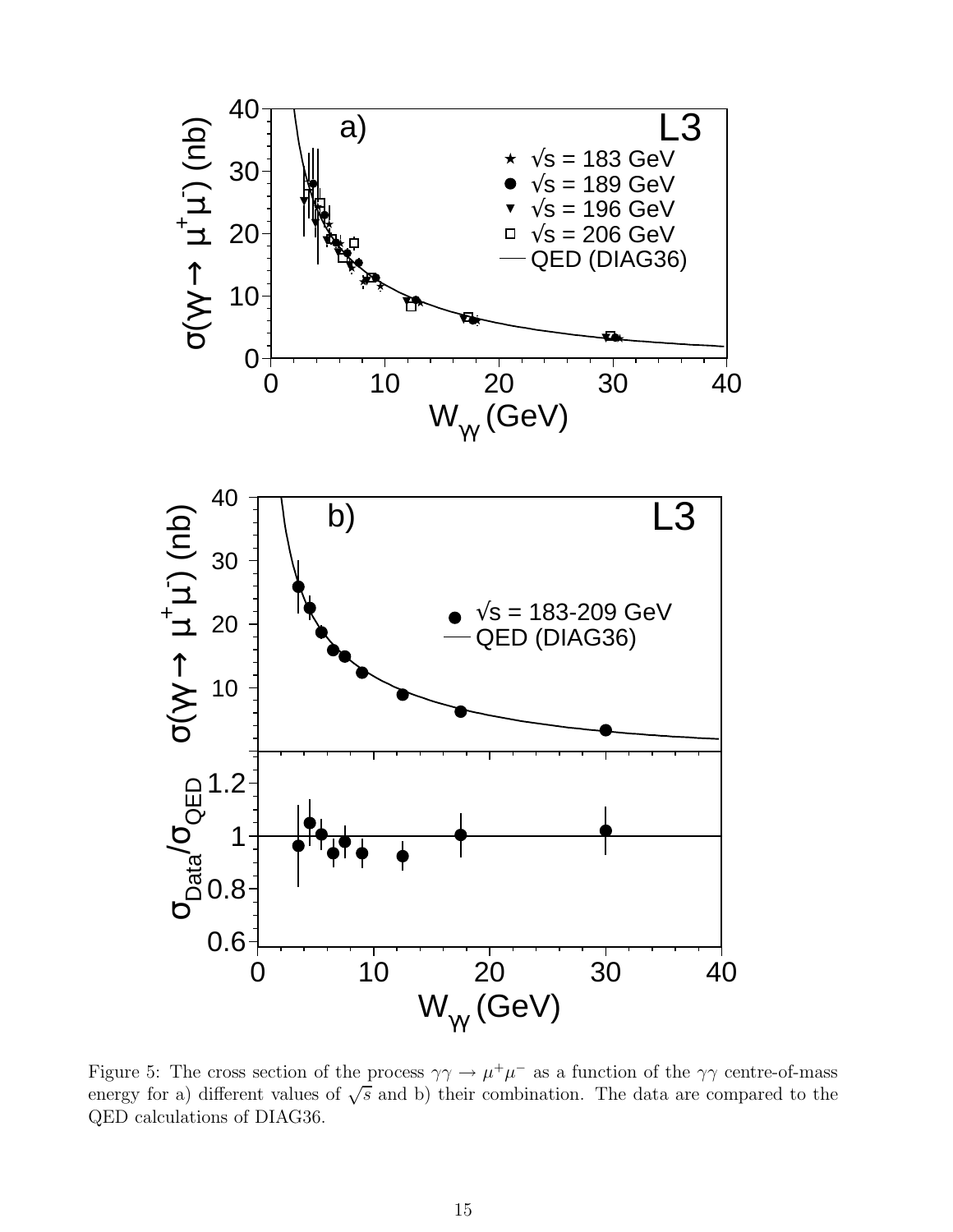a)

L3

$\sigma(\gamma\gamma \rightarrow \mu^+\mu^-)$ (nb)

40

30

20

10

0

★ √s = 183 GeV

● √s = 189 GeV

▼ √s = 196 GeV

□ √s = 206 GeV

— QED (DIAG36)

0

10

20

30

40

$W_{\gamma\gamma}$ (GeV)

b)

L3

$\sigma(\gamma\gamma \rightarrow \mu^+\mu^-)$ (nb)

40

30

20

10

● √s = 183-209 GeV

— QED (DIAG36)

$\sigma_{Data}/\sigma_{QED}$

1.2

1

0.8

0.6

0

10

20

30

40

$W_{\gamma\gamma}$ (GeV)

Figure 5: The cross section of the process $\gamma\gamma \rightarrow \mu^+\mu^-$ as a function of the $\gamma\gamma$ centre-of-mass energy for a) different values of $\sqrt{s}$ and b) their combination. The data are compared to the QED calculations of DIAG36.